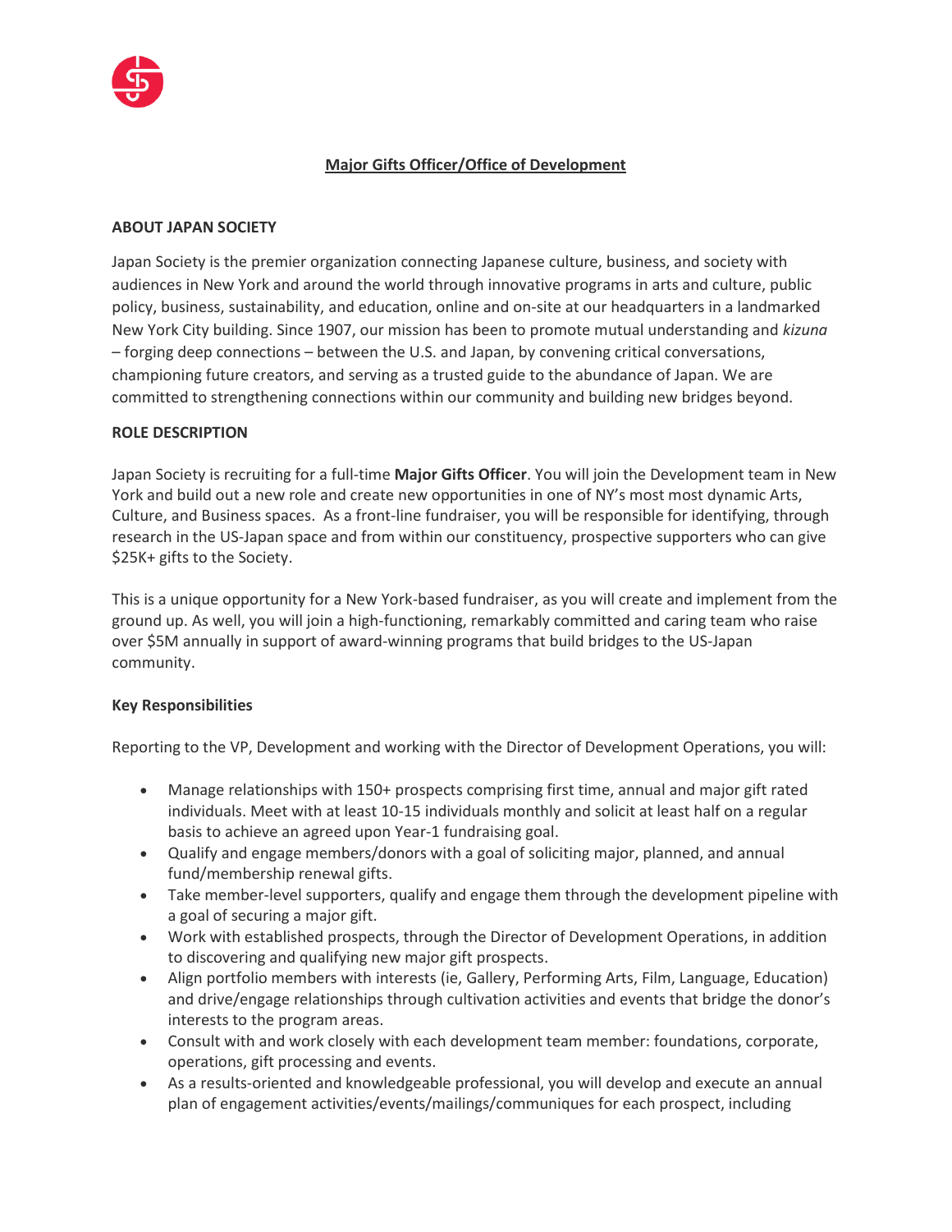# Major Gifts Officer/Office of Development

## ABOUT JAPAN SOCIETY

Japan Society is the premier organization connecting Japanese culture, business, and society with audiences in New York and around the world through innovative programs in arts and culture, public policy, business, sustainability, and education, online and on-site at our headquarters in a landmarked New York City building. Since 1907, our mission has been to promote mutual understanding and *kizuna* – forging deep connections – between the U.S. and Japan, by convening critical conversations, championing future creators, and serving as a trusted guide to the abundance of Japan. We are committed to strengthening connections within our community and building new bridges beyond.

## ROLE DESCRIPTION

Japan Society is recruiting for a full-time **Major Gifts Officer**. You will join the Development team in New York and build out a new role and create new opportunities in one of NY's most most dynamic Arts, Culture, and Business spaces. As a front-line fundraiser, you will be responsible for identifying, through research in the US-Japan space and from within our constituency, prospective supporters who can give $25K+ gifts to the Society.

This is a unique opportunity for a New York-based fundraiser, as you will create and implement from the ground up. As well, you will join a high-functioning, remarkably committed and caring team who raise over $5M annually in support of award-winning programs that build bridges to the US-Japan community.

### Key Responsibilities

Reporting to the VP, Development and working with the Director of Development Operations, you will:

- Manage relationships with 150+ prospects comprising first time, annual and major gift rated individuals. Meet with at least 10-15 individuals monthly and solicit at least half on a regular basis to achieve an agreed upon Year-1 fundraising goal.
- Qualify and engage members/donors with a goal of soliciting major, planned, and annual fund/membership renewal gifts.
- Take member-level supporters, qualify and engage them through the development pipeline with a goal of securing a major gift.
- Work with established prospects, through the Director of Development Operations, in addition to discovering and qualifying new major gift prospects.
- Align portfolio members with interests (ie, Gallery, Performing Arts, Film, Language, Education) and drive/engage relationships through cultivation activities and events that bridge the donor's interests to the program areas.
- Consult with and work closely with each development team member: foundations, corporate, operations, gift processing and events.
- As a results-oriented and knowledgeable professional, you will develop and execute an annual plan of engagement activities/events/mailings/communiques for each prospect, including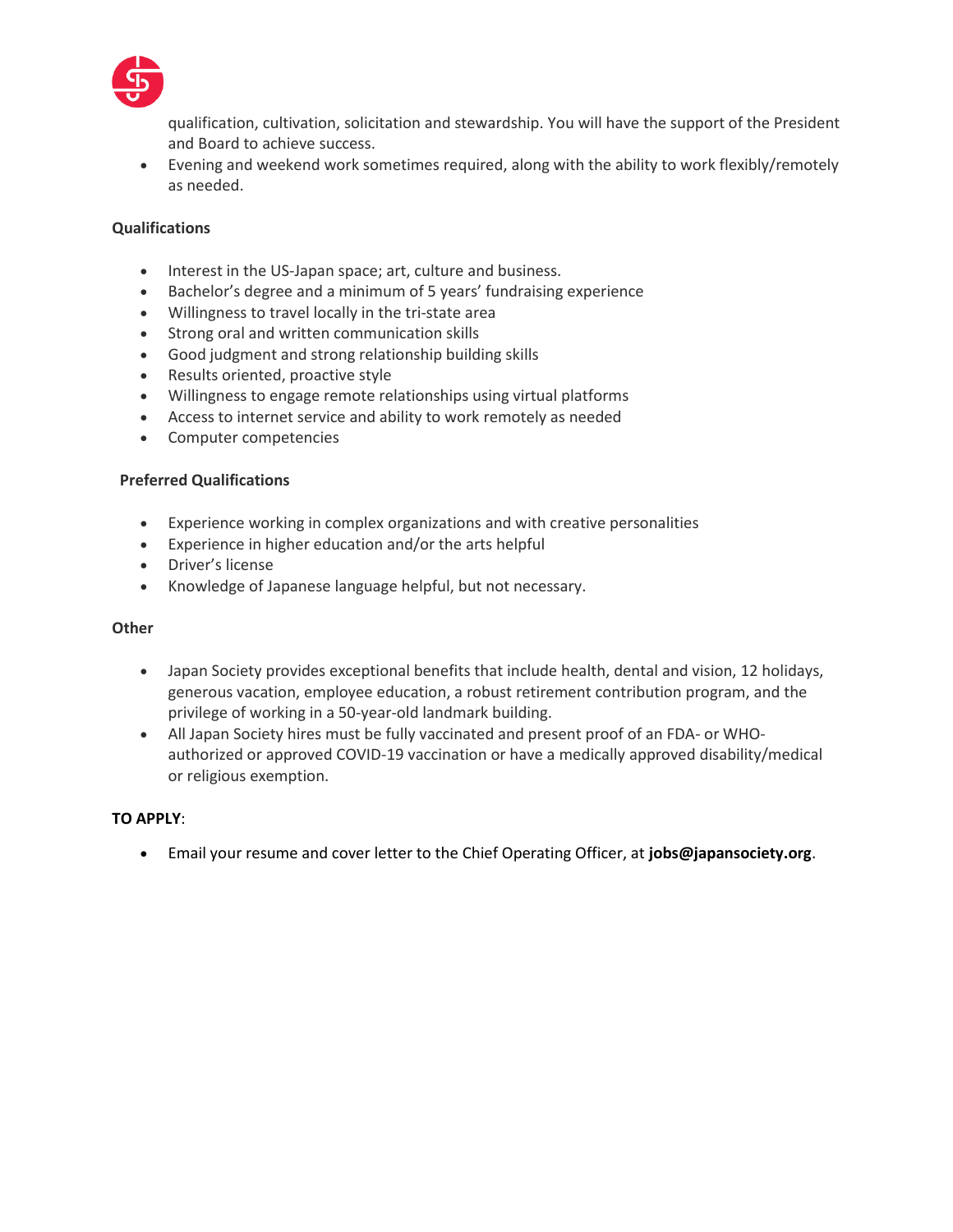qualification, cultivation, solicitation and stewardship. You will have the support of the President and Board to achieve success.

- Evening and weekend work sometimes required, along with the ability to work flexibly/remotely as needed.

**Qualifications**

- Interest in the US-Japan space; art, culture and business.
- Bachelor's degree and a minimum of 5 years' fundraising experience
- Willingness to travel locally in the tri-state area
- Strong oral and written communication skills
- Good judgment and strong relationship building skills
- Results oriented, proactive style
- Willingness to engage remote relationships using virtual platforms
- Access to internet service and ability to work remotely as needed
- Computer competencies

**Preferred Qualifications**

- Experience working in complex organizations and with creative personalities
- Experience in higher education and/or the arts helpful
- Driver's license
- Knowledge of Japanese language helpful, but not necessary.

**Other**

- Japan Society provides exceptional benefits that include health, dental and vision, 12 holidays, generous vacation, employee education, a robust retirement contribution program, and the privilege of working in a 50-year-old landmark building.
- All Japan Society hires must be fully vaccinated and present proof of an FDA- or WHO-authorized or approved COVID-19 vaccination or have a medically approved disability/medical or religious exemption.

**TO APPLY**:

- Email your resume and cover letter to the Chief Operating Officer, at **jobs@japansociety.org**.